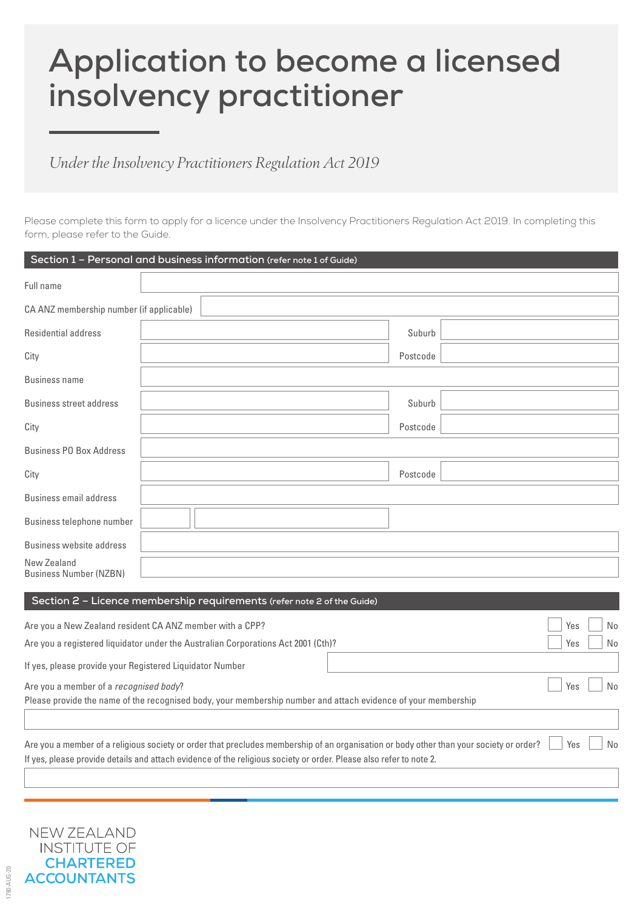# Application to become a licensed insolvency practitioner

*Under the Insolvency Practitioners Regulation Act 2019*

Please complete this form to apply for a licence under the Insolvency Practitioners Regulation Act 2019. In completing this form, please refer to the Guide.

## Section 1 – Personal and business information (refer note 1 of Guide)

| | | | |
|---|---|---|---|
| Full name | | | |
| CA ANZ membership number (if applicable) | | | |
| Residential address | | Suburb | |
| City | | Postcode | |
| Business name | | | |
| Business street address | | Suburb | |
| City | | Postcode | |
| Business PO Box Address | | | |
| City | | Postcode | |
| Business email address | | | |
| Business telephone number | | | |
| Business website address | | | |
| New Zealand Business Number (NZBN) | | | |

## Section 2 – Licence membership requirements (refer note 2 of the Guide)

Are you a New Zealand resident CA ANZ member with a CPP? ☐ Yes ☐ No

Are you a registered liquidator under the Australian Corporations Act 2001 (Cth)? ☐ Yes ☐ No

If yes, please provide your Registered Liquidator Number

Are you a member of a *recognised body*? ☐ Yes ☐ No

Please provide the name of the recognised body, your membership number and attach evidence of your membership

Are you a member of a religious society or order that precludes membership of an organisation or body other than your society or order? ☐ Yes ☐ No

If yes, please provide details and attach evidence of the religious society or order. Please also refer to note 2.

NEW ZEALAND INSTITUTE OF CHARTERED ACCOUNTANTS

1790-AUG-20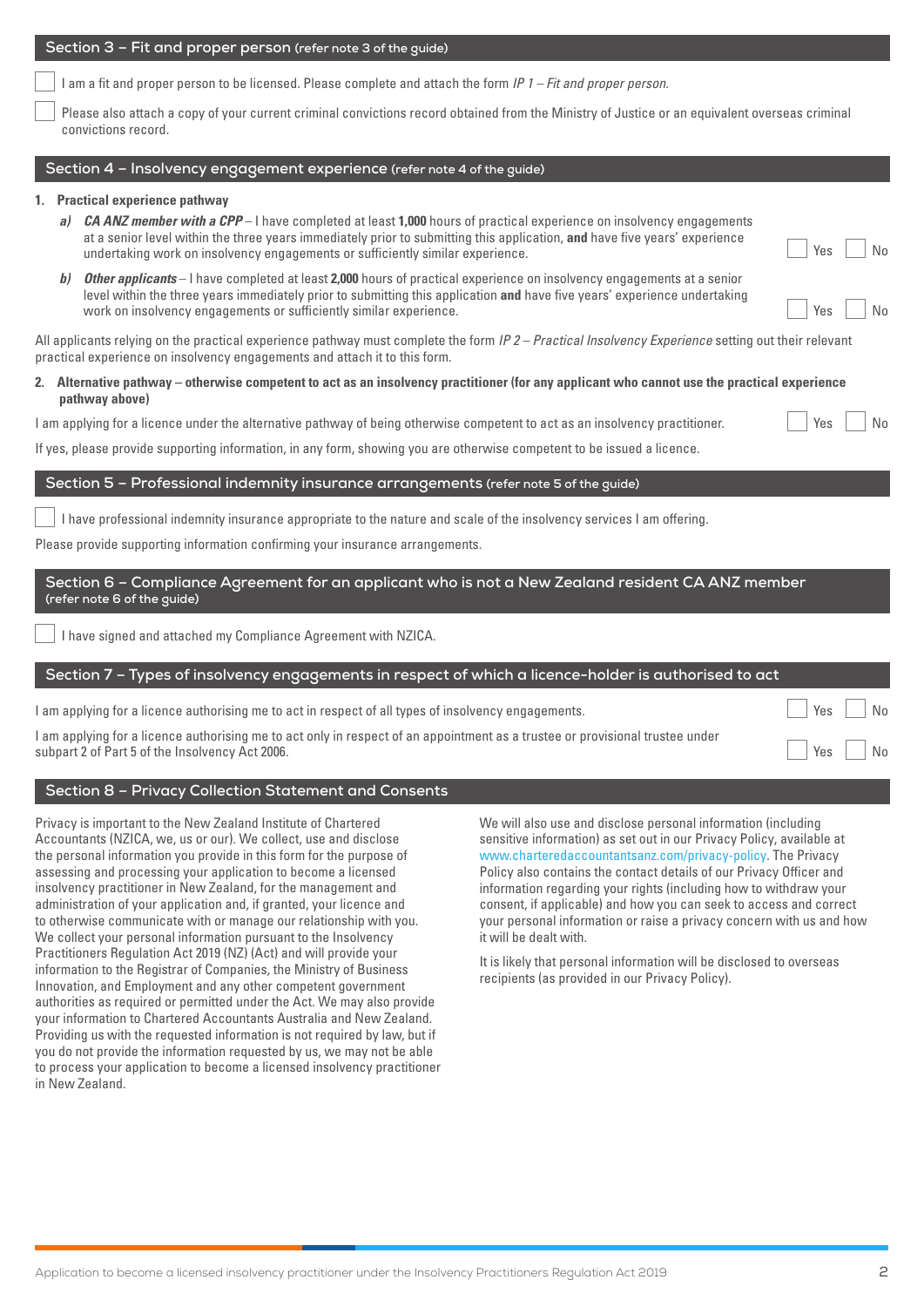## Section 3 – Fit and proper person (refer note 3 of the guide)

☐ I am a fit and proper person to be licensed. Please complete and attach the form *IP 1 – Fit and proper person.*

☐ Please also attach a copy of your current criminal convictions record obtained from the Ministry of Justice or an equivalent overseas criminal convictions record.

## Section 4 – Insolvency engagement experience (refer note 4 of the guide)

**1. Practical experience pathway**

***a) CA ANZ member with a CPP*** – I have completed at least **1,000** hours of practical experience on insolvency engagements at a senior level within the three years immediately prior to submitting this application, **and** have five years' experience undertaking work on insolvency engagements or sufficiently similar experience. ☐ Yes ☐ No

***b) Other applicants*** – I have completed at least **2,000** hours of practical experience on insolvency engagements at a senior level within the three years immediately prior to submitting this application **and** have five years' experience undertaking work on insolvency engagements or sufficiently similar experience. ☐ Yes ☐ No

All applicants relying on the practical experience pathway must complete the form *IP 2 – Practical Insolvency Experience* setting out their relevant practical experience on insolvency engagements and attach it to this form.

**2. Alternative pathway – otherwise competent to act as an insolvency practitioner (for any applicant who cannot use the practical experience pathway above)**

I am applying for a licence under the alternative pathway of being otherwise competent to act as an insolvency practitioner. ☐ Yes ☐ No

If yes, please provide supporting information, in any form, showing you are otherwise competent to be issued a licence.

## Section 5 – Professional indemnity insurance arrangements (refer note 5 of the guide)

☐ I have professional indemnity insurance appropriate to the nature and scale of the insolvency services I am offering.

Please provide supporting information confirming your insurance arrangements.

## Section 6 – Compliance Agreement for an applicant who is not a New Zealand resident CA ANZ member (refer note 6 of the guide)

☐ I have signed and attached my Compliance Agreement with NZICA.

## Section 7 – Types of insolvency engagements in respect of which a licence-holder is authorised to act

I am applying for a licence authorising me to act in respect of all types of insolvency engagements. ☐ Yes ☐ No

I am applying for a licence authorising me to act only in respect of an appointment as a trustee or provisional trustee under subpart 2 of Part 5 of the Insolvency Act 2006. ☐ Yes ☐ No

## Section 8 – Privacy Collection Statement and Consents

Privacy is important to the New Zealand Institute of Chartered Accountants (NZICA, we, us or our). We collect, use and disclose the personal information you provide in this form for the purpose of assessing and processing your application to become a licensed insolvency practitioner in New Zealand, for the management and administration of your application and, if granted, your licence and to otherwise communicate with or manage our relationship with you. We collect your personal information pursuant to the Insolvency Practitioners Regulation Act 2019 (NZ) (Act) and will provide your information to the Registrar of Companies, the Ministry of Business Innovation, and Employment and any other competent government authorities as required or permitted under the Act. We may also provide your information to Chartered Accountants Australia and New Zealand. Providing us with the requested information is not required by law, but if you do not provide the information requested by us, we may not be able to process your application to become a licensed insolvency practitioner in New Zealand.

We will also use and disclose personal information (including sensitive information) as set out in our Privacy Policy, available at www.charteredaccountantsanz.com/privacy-policy. The Privacy Policy also contains the contact details of our Privacy Officer and information regarding your rights (including how to withdraw your consent, if applicable) and how you can seek to access and correct your personal information or raise a privacy concern with us and how it will be dealt with.

It is likely that personal information will be disclosed to overseas recipients (as provided in our Privacy Policy).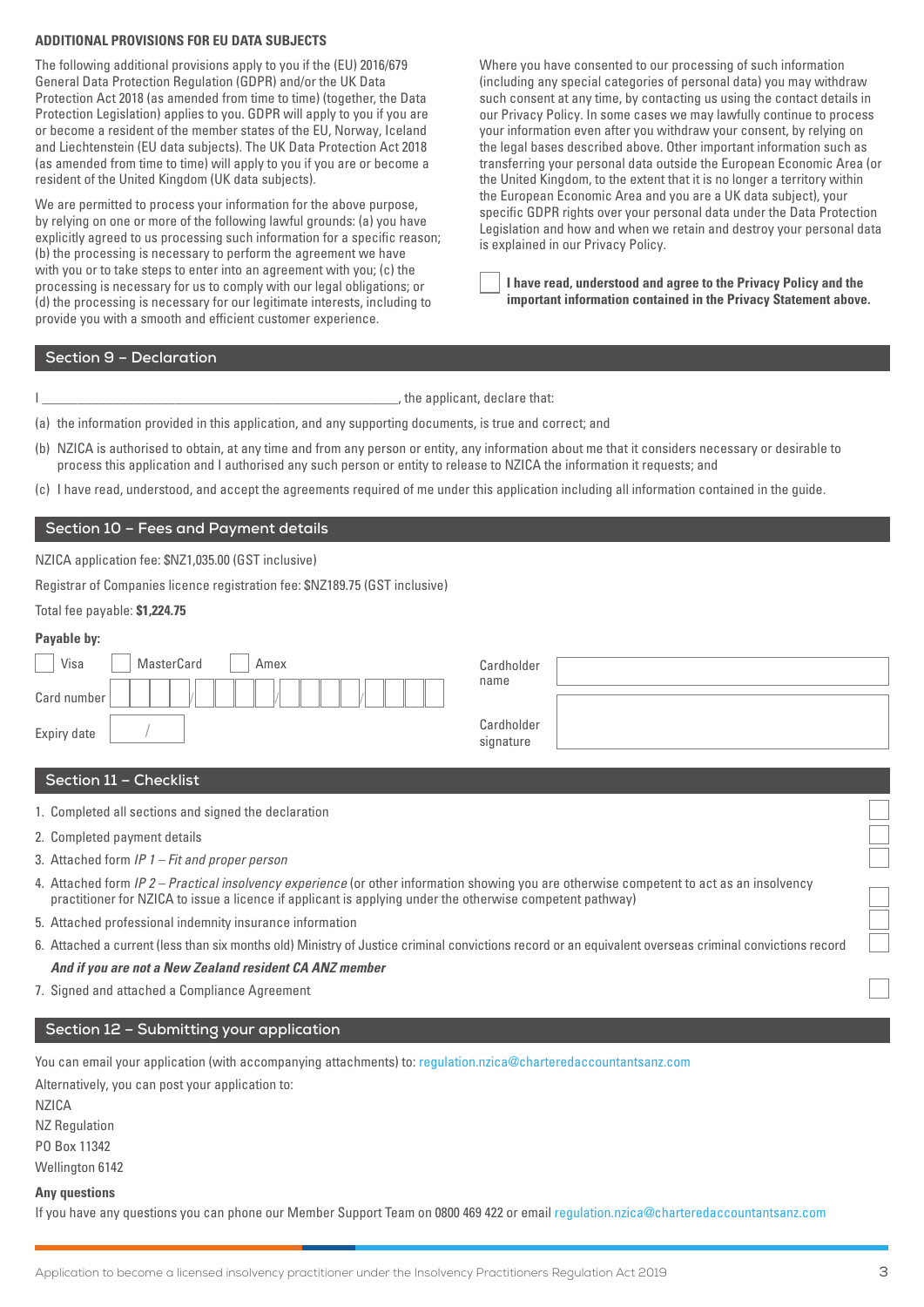### ADDITIONAL PROVISIONS FOR EU DATA SUBJECTS

The following additional provisions apply to you if the (EU) 2016/679 General Data Protection Regulation (GDPR) and/or the UK Data Protection Act 2018 (as amended from time to time) (together, the Data Protection Legislation) applies to you. GDPR will apply to you if you are or become a resident of the member states of the EU, Norway, Iceland and Liechtenstein (EU data subjects). The UK Data Protection Act 2018 (as amended from time to time) will apply to you if you are or become a resident of the United Kingdom (UK data subjects).

We are permitted to process your information for the above purpose, by relying on one or more of the following lawful grounds: (a) you have explicitly agreed to us processing such information for a specific reason; (b) the processing is necessary to perform the agreement we have with you or to take steps to enter into an agreement with you; (c) the processing is necessary for us to comply with our legal obligations; or (d) the processing is necessary for our legitimate interests, including to provide you with a smooth and efficient customer experience.

Where you have consented to our processing of such information (including any special categories of personal data) you may withdraw such consent at any time, by contacting us using the contact details in our Privacy Policy. In some cases we may lawfully continue to process your information even after you withdraw your consent, by relying on the legal bases described above. Other important information such as transferring your personal data outside the European Economic Area (or the United Kingdom, to the extent that it is no longer a territory within the European Economic Area and you are a UK data subject), your specific GDPR rights over your personal data under the Data Protection Legislation and how and when we retain and destroy your personal data is explained in our Privacy Policy.

☐ **I have read, understood and agree to the Privacy Policy and the important information contained in the Privacy Statement above.**

## Section 9 – Declaration

I ______________________________________________, the applicant, declare that:

(a) the information provided in this application, and any supporting documents, is true and correct; and

(b) NZICA is authorised to obtain, at any time and from any person or entity, any information about me that it considers necessary or desirable to process this application and I authorised any such person or entity to release to NZICA the information it requests; and

(c) I have read, understood, and accept the agreements required of me under this application including all information contained in the guide.

## Section 10 – Fees and Payment details

NZICA application fee: $NZ1,035.00 (GST inclusive)

Registrar of Companies licence registration fee: $NZ189.75 (GST inclusive)

Total fee payable: **$1,224.75**

**Payable by:**

☐ Visa ☐ MasterCard ☐ Amex

Card number ____ / ____ / ____ / ____

Expiry date ___ / ___

Cardholder name ______________________

Cardholder signature ______________________

## Section 11 – Checklist

1. Completed all sections and signed the declaration ☐
2. Completed payment details ☐
3. Attached form *IP 1 – Fit and proper person* ☐
4. Attached form *IP 2 – Practical insolvency experience* (or other information showing you are otherwise competent to act as an insolvency practitioner for NZICA to issue a licence if applicant is applying under the otherwise competent pathway) ☐
5. Attached professional indemnity insurance information ☐
6. Attached a current (less than six months old) Ministry of Justice criminal convictions record or an equivalent overseas criminal convictions record ☐

***And if you are not a New Zealand resident CA ANZ member***

7. Signed and attached a Compliance Agreement ☐

## Section 12 – Submitting your application

You can email your application (with accompanying attachments) to: regulation.nzica@charteredaccountantsanz.com

Alternatively, you can post your application to:

NZICA
NZ Regulation
PO Box 11342
Wellington 6142

**Any questions**

If you have any questions you can phone our Member Support Team on 0800 469 422 or email regulation.nzica@charteredaccountantsanz.com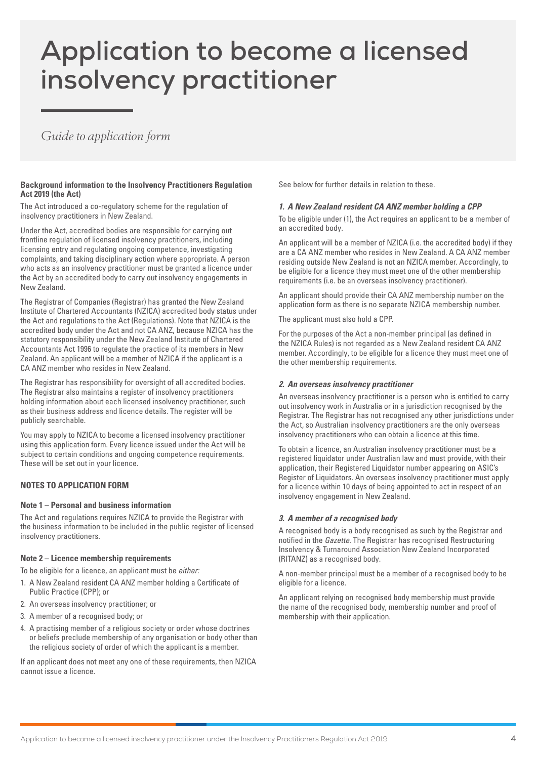# Application to become a licensed insolvency practitioner

*Guide to application form*

**Background information to the Insolvency Practitioners Regulation Act 2019 (the Act)**

The Act introduced a co-regulatory scheme for the regulation of insolvency practitioners in New Zealand.

Under the Act, accredited bodies are responsible for carrying out frontline regulation of licensed insolvency practitioners, including licensing entry and regulating ongoing competence, investigating complaints, and taking disciplinary action where appropriate. A person who acts as an insolvency practitioner must be granted a licence under the Act by an accredited body to carry out insolvency engagements in New Zealand.

The Registrar of Companies (Registrar) has granted the New Zealand Institute of Chartered Accountants (NZICA) accredited body status under the Act and regulations to the Act (Regulations). Note that NZICA is the accredited body under the Act and not CA ANZ, because NZICA has the statutory responsibility under the New Zealand Institute of Chartered Accountants Act 1996 to regulate the practice of its members in New Zealand. An applicant will be a member of NZICA if the applicant is a CA ANZ member who resides in New Zealand.

The Registrar has responsibility for oversight of all accredited bodies. The Registrar also maintains a register of insolvency practitioners holding information about each licensed insolvency practitioner, such as their business address and licence details. The register will be publicly searchable.

You may apply to NZICA to become a licensed insolvency practitioner using this application form. Every licence issued under the Act will be subject to certain conditions and ongoing competence requirements. These will be set out in your licence.

## NOTES TO APPLICATION FORM

### Note 1 – Personal and business information

The Act and regulations requires NZICA to provide the Registrar with the business information to be included in the public register of licensed insolvency practitioners.

### Note 2 – Licence membership requirements

To be eligible for a licence, an applicant must be *either:*

1. A New Zealand resident CA ANZ member holding a Certificate of Public Practice (CPP); or
2. An overseas insolvency practitioner; or
3. A member of a recognised body; or
4. A practising member of a religious society or order whose doctrines or beliefs preclude membership of any organisation or body other than the religious society of order of which the applicant is a member.

If an applicant does not meet any one of these requirements, then NZICA cannot issue a licence.

See below for further details in relation to these.

#### *1. A New Zealand resident CA ANZ member holding a CPP*

To be eligible under (1), the Act requires an applicant to be a member of an accredited body.

An applicant will be a member of NZICA (i.e. the accredited body) if they are a CA ANZ member who resides in New Zealand. A CA ANZ member residing outside New Zealand is not an NZICA member. Accordingly, to be eligible for a licence they must meet one of the other membership requirements (i.e. be an overseas insolvency practitioner).

An applicant should provide their CA ANZ membership number on the application form as there is no separate NZICA membership number.

The applicant must also hold a CPP.

For the purposes of the Act a non-member principal (as defined in the NZICA Rules) is not regarded as a New Zealand resident CA ANZ member. Accordingly, to be eligible for a licence they must meet one of the other membership requirements.

#### *2. An overseas insolvency practitioner*

An overseas insolvency practitioner is a person who is entitled to carry out insolvency work in Australia or in a jurisdiction recognised by the Registrar. The Registrar has not recognised any other jurisdictions under the Act, so Australian insolvency practitioners are the only overseas insolvency practitioners who can obtain a licence at this time.

To obtain a licence, an Australian insolvency practitioner must be a registered liquidator under Australian law and must provide, with their application, their Registered Liquidator number appearing on ASIC's Register of Liquidators. An overseas insolvency practitioner must apply for a licence within 10 days of being appointed to act in respect of an insolvency engagement in New Zealand.

#### *3. A member of a recognised body*

A recognised body is a body recognised as such by the Registrar and notified in the *Gazette*. The Registrar has recognised Restructuring Insolvency & Turnaround Association New Zealand Incorporated (RITANZ) as a recognised body.

A non-member principal must be a member of a recognised body to be eligible for a licence.

An applicant relying on recognised body membership must provide the name of the recognised body, membership number and proof of membership with their application.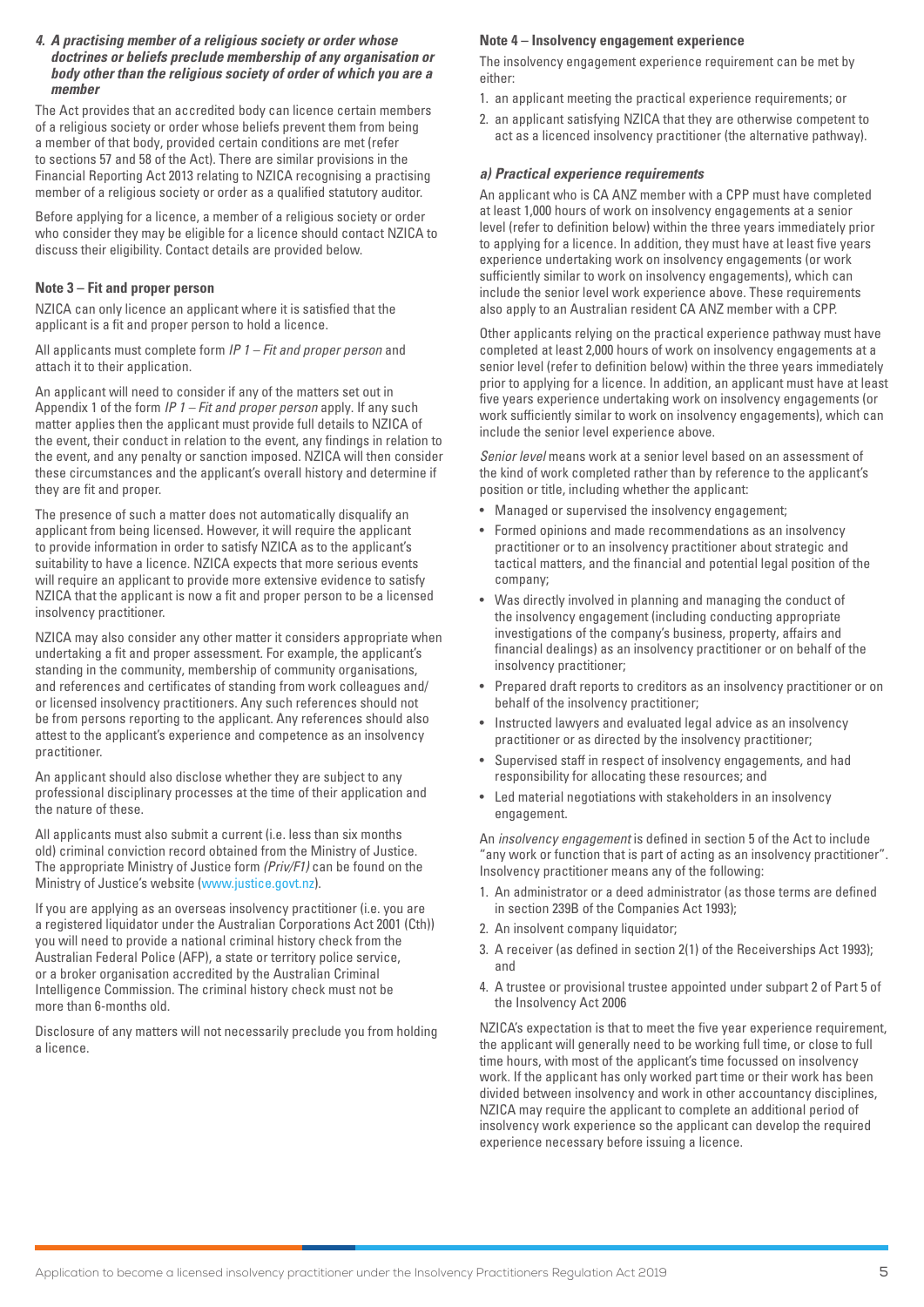#### *4. A practising member of a religious society or order whose doctrines or beliefs preclude membership of any organisation or body other than the religious society of order of which you are a member*

The Act provides that an accredited body can licence certain members of a religious society or order whose beliefs prevent them from being a member of that body, provided certain conditions are met (refer to sections 57 and 58 of the Act). There are similar provisions in the Financial Reporting Act 2013 relating to NZICA recognising a practising member of a religious society or order as a qualified statutory auditor.

Before applying for a licence, a member of a religious society or order who consider they may be eligible for a licence should contact NZICA to discuss their eligibility. Contact details are provided below.

### Note 3 – Fit and proper person

NZICA can only licence an applicant where it is satisfied that the applicant is a fit and proper person to hold a licence.

All applicants must complete form *IP 1 – Fit and proper person* and attach it to their application.

An applicant will need to consider if any of the matters set out in Appendix 1 of the form *IP 1 – Fit and proper person* apply. If any such matter applies then the applicant must provide full details to NZICA of the event, their conduct in relation to the event, any findings in relation to the event, and any penalty or sanction imposed. NZICA will then consider these circumstances and the applicant's overall history and determine if they are fit and proper.

The presence of such a matter does not automatically disqualify an applicant from being licensed. However, it will require the applicant to provide information in order to satisfy NZICA as to the applicant's suitability to have a licence. NZICA expects that more serious events will require an applicant to provide more extensive evidence to satisfy NZICA that the applicant is now a fit and proper person to be a licensed insolvency practitioner.

NZICA may also consider any other matter it considers appropriate when undertaking a fit and proper assessment. For example, the applicant's standing in the community, membership of community organisations, and references and certificates of standing from work colleagues and/or licensed insolvency practitioners. Any such references should not be from persons reporting to the applicant. Any references should also attest to the applicant's experience and competence as an insolvency practitioner.

An applicant should also disclose whether they are subject to any professional disciplinary processes at the time of their application and the nature of these.

All applicants must also submit a current (i.e. less than six months old) criminal conviction record obtained from the Ministry of Justice. The appropriate Ministry of Justice form *(Priv/F1)* can be found on the Ministry of Justice's website (www.justice.govt.nz).

If you are applying as an overseas insolvency practitioner (i.e. you are a registered liquidator under the Australian Corporations Act 2001 (Cth)) you will need to provide a national criminal history check from the Australian Federal Police (AFP), a state or territory police service, or a broker organisation accredited by the Australian Criminal Intelligence Commission. The criminal history check must not be more than 6-months old.

Disclosure of any matters will not necessarily preclude you from holding a licence.

### Note 4 – Insolvency engagement experience

The insolvency engagement experience requirement can be met by either:

1. an applicant meeting the practical experience requirements; or
2. an applicant satisfying NZICA that they are otherwise competent to act as a licenced insolvency practitioner (the alternative pathway).

#### *a) Practical experience requirements*

An applicant who is CA ANZ member with a CPP must have completed at least 1,000 hours of work on insolvency engagements at a senior level (refer to definition below) within the three years immediately prior to applying for a licence. In addition, they must have at least five years experience undertaking work on insolvency engagements (or work sufficiently similar to work on insolvency engagements), which can include the senior level work experience above. These requirements also apply to an Australian resident CA ANZ member with a CPP.

Other applicants relying on the practical experience pathway must have completed at least 2,000 hours of work on insolvency engagements at a senior level (refer to definition below) within the three years immediately prior to applying for a licence. In addition, an applicant must have at least five years experience undertaking work on insolvency engagements (or work sufficiently similar to work on insolvency engagements), which can include the senior level experience above.

*Senior level* means work at a senior level based on an assessment of the kind of work completed rather than by reference to the applicant's position or title, including whether the applicant:

- Managed or supervised the insolvency engagement;
- Formed opinions and made recommendations as an insolvency practitioner or to an insolvency practitioner about strategic and tactical matters, and the financial and potential legal position of the company;
- Was directly involved in planning and managing the conduct of the insolvency engagement (including conducting appropriate investigations of the company's business, property, affairs and financial dealings) as an insolvency practitioner or on behalf of the insolvency practitioner;
- Prepared draft reports to creditors as an insolvency practitioner or on behalf of the insolvency practitioner;
- Instructed lawyers and evaluated legal advice as an insolvency practitioner or as directed by the insolvency practitioner;
- Supervised staff in respect of insolvency engagements, and had responsibility for allocating these resources; and
- Led material negotiations with stakeholders in an insolvency engagement.

An *insolvency engagement* is defined in section 5 of the Act to include "any work or function that is part of acting as an insolvency practitioner". Insolvency practitioner means any of the following:

1. An administrator or a deed administrator (as those terms are defined in section 239B of the Companies Act 1993);
2. An insolvent company liquidator;
3. A receiver (as defined in section 2(1) of the Receiverships Act 1993); and
4. A trustee or provisional trustee appointed under subpart 2 of Part 5 of the Insolvency Act 2006

NZICA's expectation is that to meet the five year experience requirement, the applicant will generally need to be working full time, or close to full time hours, with most of the applicant's time focussed on insolvency work. If the applicant has only worked part time or their work has been divided between insolvency and work in other accountancy disciplines, NZICA may require the applicant to complete an additional period of insolvency work experience so the applicant can develop the required experience necessary before issuing a licence.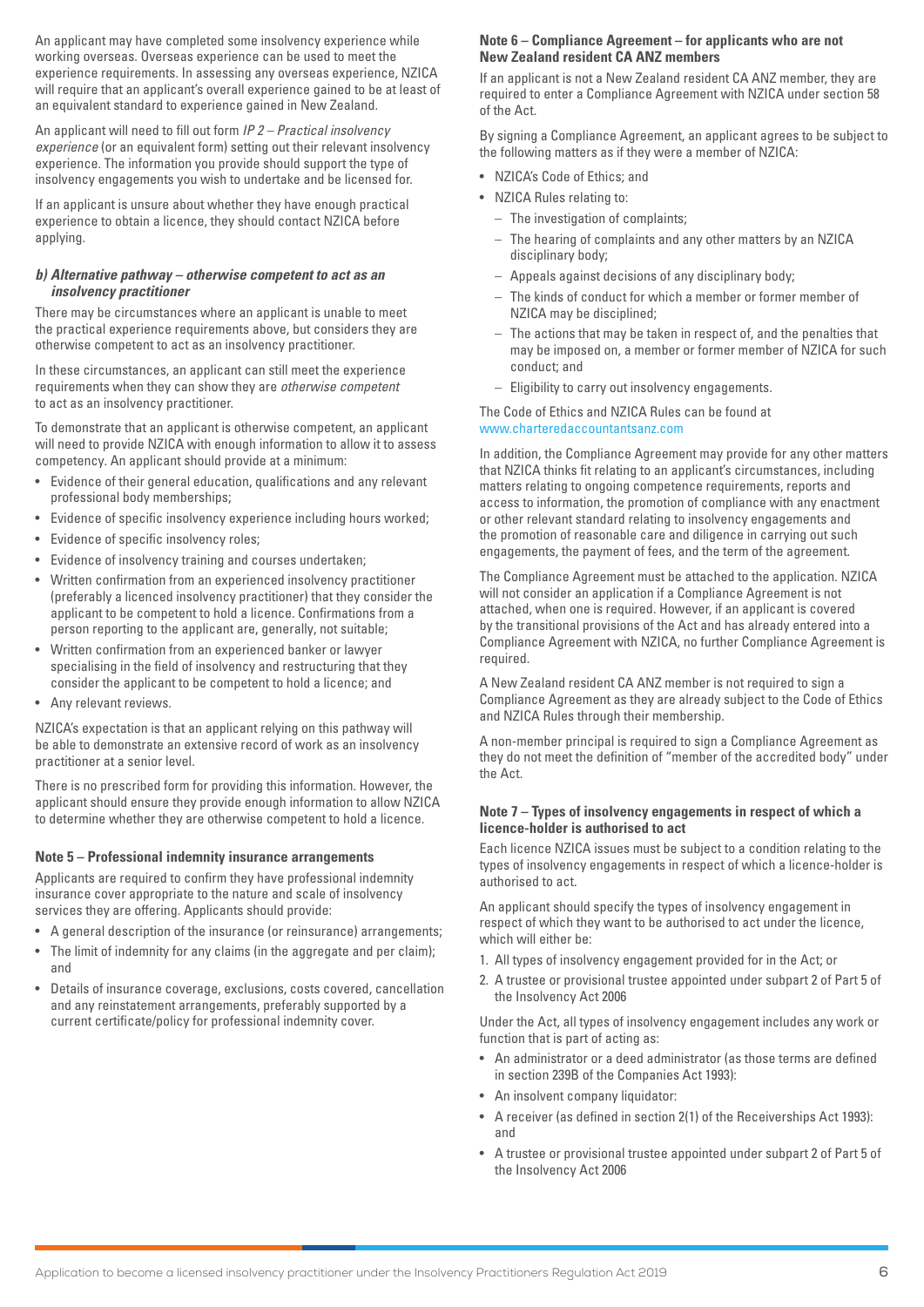An applicant may have completed some insolvency experience while working overseas. Overseas experience can be used to meet the experience requirements. In assessing any overseas experience, NZICA will require that an applicant's overall experience gained to be at least of an equivalent standard to experience gained in New Zealand.

An applicant will need to fill out form *IP 2 – Practical insolvency experience* (or an equivalent form) setting out their relevant insolvency experience. The information you provide should support the type of insolvency engagements you wish to undertake and be licensed for.

If an applicant is unsure about whether they have enough practical experience to obtain a licence, they should contact NZICA before applying.

#### *b) Alternative pathway – otherwise competent to act as an insolvency practitioner*

There may be circumstances where an applicant is unable to meet the practical experience requirements above, but considers they are otherwise competent to act as an insolvency practitioner.

In these circumstances, an applicant can still meet the experience requirements when they can show they are *otherwise competent* to act as an insolvency practitioner.

To demonstrate that an applicant is otherwise competent, an applicant will need to provide NZICA with enough information to allow it to assess competency. An applicant should provide at a minimum:

- Evidence of their general education, qualifications and any relevant professional body memberships;
- Evidence of specific insolvency experience including hours worked;
- Evidence of specific insolvency roles;
- Evidence of insolvency training and courses undertaken;
- Written confirmation from an experienced insolvency practitioner (preferably a licenced insolvency practitioner) that they consider the applicant to be competent to hold a licence. Confirmations from a person reporting to the applicant are, generally, not suitable;
- Written confirmation from an experienced banker or lawyer specialising in the field of insolvency and restructuring that they consider the applicant to be competent to hold a licence; and
- Any relevant reviews.

NZICA's expectation is that an applicant relying on this pathway will be able to demonstrate an extensive record of work as an insolvency practitioner at a senior level.

There is no prescribed form for providing this information. However, the applicant should ensure they provide enough information to allow NZICA to determine whether they are otherwise competent to hold a licence.

### Note 5 – Professional indemnity insurance arrangements

Applicants are required to confirm they have professional indemnity insurance cover appropriate to the nature and scale of insolvency services they are offering. Applicants should provide:

- A general description of the insurance (or reinsurance) arrangements;
- The limit of indemnity for any claims (in the aggregate and per claim); and
- Details of insurance coverage, exclusions, costs covered, cancellation and any reinstatement arrangements, preferably supported by a current certificate/policy for professional indemnity cover.

### Note 6 – Compliance Agreement – for applicants who are not New Zealand resident CA ANZ members

If an applicant is not a New Zealand resident CA ANZ member, they are required to enter a Compliance Agreement with NZICA under section 58 of the Act.

By signing a Compliance Agreement, an applicant agrees to be subject to the following matters as if they were a member of NZICA:

- NZICA's Code of Ethics; and
- NZICA Rules relating to:
  - The investigation of complaints;
  - The hearing of complaints and any other matters by an NZICA disciplinary body;
  - Appeals against decisions of any disciplinary body;
  - The kinds of conduct for which a member or former member of NZICA may be disciplined;
  - The actions that may be taken in respect of, and the penalties that may be imposed on, a member or former member of NZICA for such conduct; and
  - Eligibility to carry out insolvency engagements.

The Code of Ethics and NZICA Rules can be found at www.charteredaccountantsanz.com

In addition, the Compliance Agreement may provide for any other matters that NZICA thinks fit relating to an applicant's circumstances, including matters relating to ongoing competence requirements, reports and access to information, the promotion of compliance with any enactment or other relevant standard relating to insolvency engagements and the promotion of reasonable care and diligence in carrying out such engagements, the payment of fees, and the term of the agreement.

The Compliance Agreement must be attached to the application. NZICA will not consider an application if a Compliance Agreement is not attached, when one is required. However, if an applicant is covered by the transitional provisions of the Act and has already entered into a Compliance Agreement with NZICA, no further Compliance Agreement is required.

A New Zealand resident CA ANZ member is not required to sign a Compliance Agreement as they are already subject to the Code of Ethics and NZICA Rules through their membership.

A non-member principal is required to sign a Compliance Agreement as they do not meet the definition of "member of the accredited body" under the Act.

### Note 7 – Types of insolvency engagements in respect of which a licence-holder is authorised to act

Each licence NZICA issues must be subject to a condition relating to the types of insolvency engagements in respect of which a licence-holder is authorised to act.

An applicant should specify the types of insolvency engagement in respect of which they want to be authorised to act under the licence, which will either be:

1. All types of insolvency engagement provided for in the Act; or
2. A trustee or provisional trustee appointed under subpart 2 of Part 5 of the Insolvency Act 2006

Under the Act, all types of insolvency engagement includes any work or function that is part of acting as:

- An administrator or a deed administrator (as those terms are defined in section 239B of the Companies Act 1993):
- An insolvent company liquidator:
- A receiver (as defined in section 2(1) of the Receiverships Act 1993): and
- A trustee or provisional trustee appointed under subpart 2 of Part 5 of the Insolvency Act 2006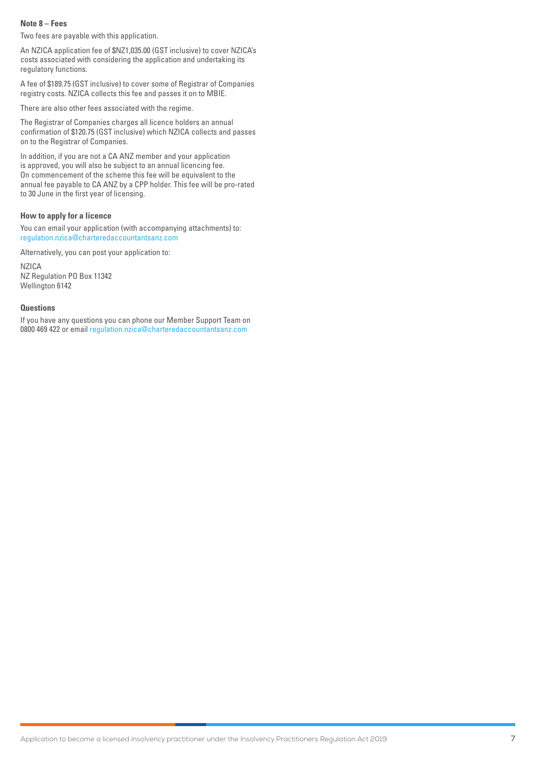**Note 8 – Fees**

Two fees are payable with this application.

An NZICA application fee of $NZ1,035.00 (GST inclusive) to cover NZICA's costs associated with considering the application and undertaking its regulatory functions.

A fee of $189.75 (GST inclusive) to cover some of Registrar of Companies registry costs. NZICA collects this fee and passes it on to MBIE.

There are also other fees associated with the regime.

The Registrar of Companies charges all licence holders an annual confirmation of $120.75 (GST inclusive) which NZICA collects and passes on to the Registrar of Companies.

In addition, if you are not a CA ANZ member and your application is approved, you will also be subject to an annual licencing fee. On commencement of the scheme this fee will be equivalent to the annual fee payable to CA ANZ by a CPP holder. This fee will be pro-rated to 30 June in the first year of licensing.

**How to apply for a licence**

You can email your application (with accompanying attachments) to: regulation.nzica@charteredaccountantsanz.com

Alternatively, you can post your application to:

NZICA
NZ Regulation PO Box 11342
Wellington 6142

**Questions**

If you have any questions you can phone our Member Support Team on 0800 469 422 or email regulation.nzica@charteredaccountantsanz.com